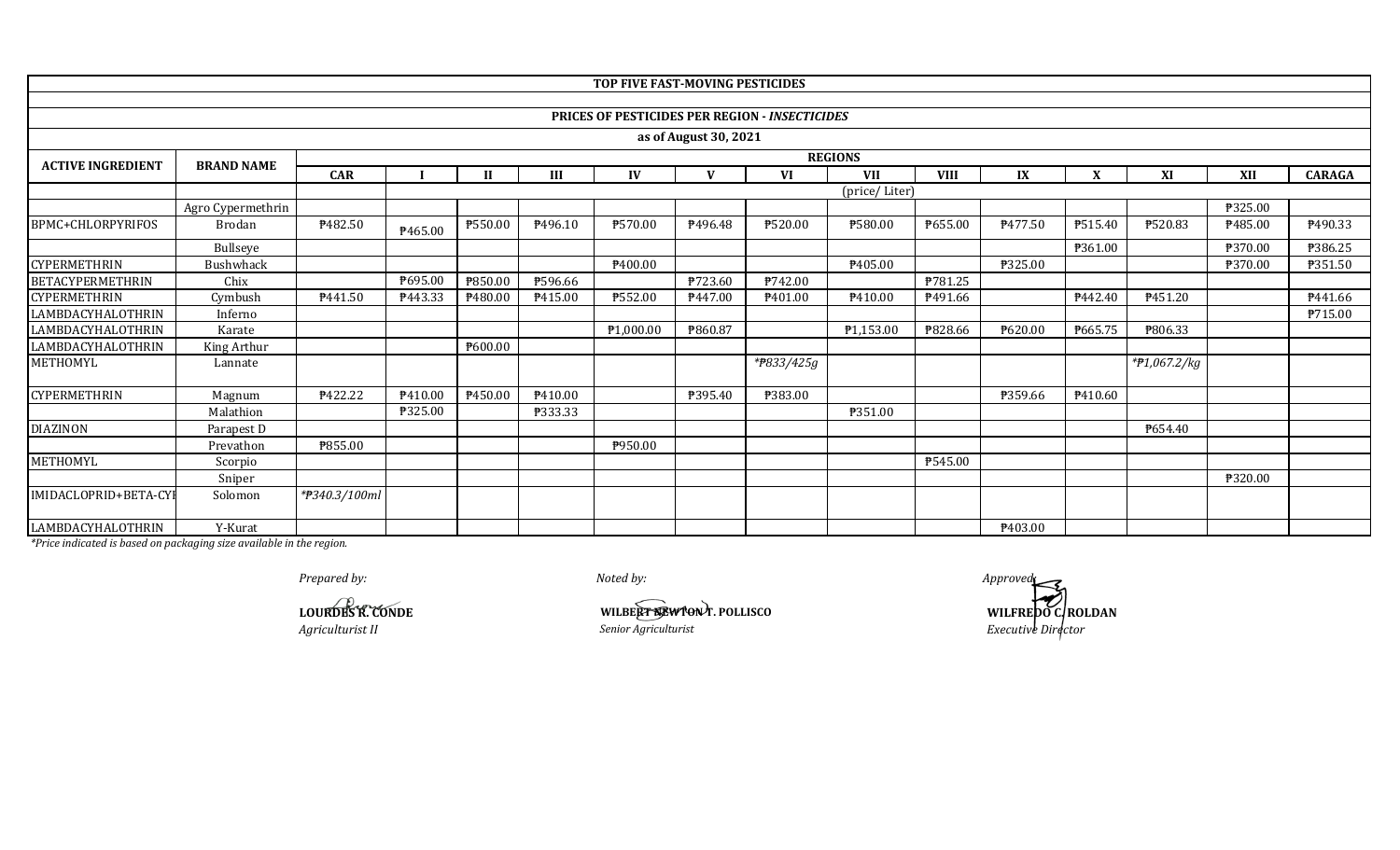# TOP FIVE FAST-MOVING PESTICIDES

## PRICES OF PESTICIDES PER REGION - *INSECTICIDES*

### as of August 30, 2021

| ACTIVE INGREDIENT | BRAND NAME | REGIONS | | | | | | | | | | | | | |
|---|---|---|---|---|---|---|---|---|---|---|---|---|---|---|---|
| | | CAR | I | II | III | IV | V | VI | VII | VIII | IX | X | XI | XII | CARAGA |
| | | | (price/ Liter) | | | | | | | | | | | | |
| | Agro Cypermethrin | | | | | | | | | | | | | ₱325.00 | |
| BPMC+CHLORPYRIFOS | Brodan | ₱482.50 | ₱465.00 | ₱550.00 | ₱496.10 | ₱570.00 | ₱496.48 | ₱520.00 | ₱580.00 | ₱655.00 | ₱477.50 | ₱515.40 | ₱520.83 | ₱485.00 | ₱490.33 |
| | Bullseye | | | | | | | | | | | ₱361.00 | | ₱370.00 | ₱386.25 |
| CYPERMETHRIN | Bushwhack | | | | | ₱400.00 | | | ₱405.00 | | ₱325.00 | | | ₱370.00 | ₱351.50 |
| BETACYPERMETHRIN | Chix | | ₱695.00 | ₱850.00 | ₱596.66 | | ₱723.60 | ₱742.00 | | ₱781.25 | | | | | |
| CYPERMETHRIN | Cymbush | ₱441.50 | ₱443.33 | ₱480.00 | ₱415.00 | ₱552.00 | ₱447.00 | ₱401.00 | ₱410.00 | ₱491.66 | | ₱442.40 | ₱451.20 | | ₱441.66 |
| LAMBDACYHALOTHRIN | Inferno | | | | | | | | | | | | | | ₱715.00 |
| LAMBDACYHALOTHRIN | Karate | | | | | ₱1,000.00 | ₱860.87 | | ₱1,153.00 | ₱828.66 | ₱620.00 | ₱665.75 | ₱806.33 | | |
| LAMBDACYHALOTHRIN | King Arthur | | | ₱600.00 | | | | | | | | | | | |
| METHOMYL | Lannate | | | | | | | *₱833/425g | | | | | *₱1,067.2/kg | | |
| CYPERMETHRIN | Magnum | ₱422.22 | ₱410.00 | ₱450.00 | ₱410.00 | | ₱395.40 | ₱383.00 | | | ₱359.66 | ₱410.60 | | | |
| | Malathion | | ₱325.00 | | ₱333.33 | | | | ₱351.00 | | | | | | |
| DIAZINON | Parapest D | | | | | | | | | | | | ₱654.40 | | |
| | Prevathon | ₱855.00 | | | | ₱950.00 | | | | | | | | | |
| METHOMYL | Scorpio | | | | | | | | | ₱545.00 | | | | | |
| | Sniper | | | | | | | | | | | | | ₱320.00 | |
| IMIDACLOPRID+BETA-CY | Solomon | *₱340.3/100ml | | | | | | | | | | | | | |
| LAMBDACYHALOTHRIN | Y-Kurat | | | | | | | | | | ₱403.00 | | | | |

*\*Price indicated is based on packaging size available in the region.*

*Prepared by:*

**LOURDES R. CONDE**
*Agriculturist II*

*Noted by:*

**WILBERT NEWTON T. POLLISCO**
*Senior Agriculturist*

*Approved:*

**WILFREDO C. ROLDAN**
*Executive Director*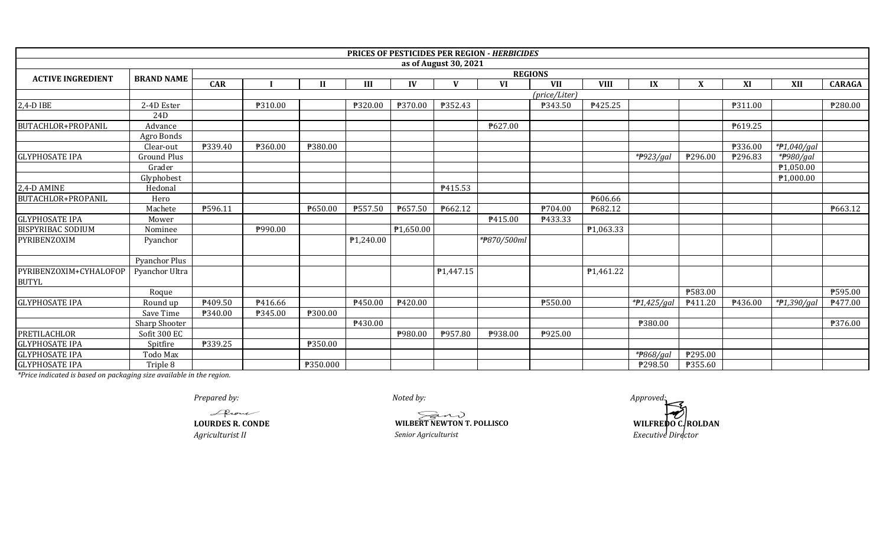**PRICES OF PESTICIDES PER REGION - *HERBICIDES***

**as of August 30, 2021**

| ACTIVE INGREDIENT | BRAND NAME | REGIONS | | | | | | | | | | | | | | |
|---|---|---|---|---|---|---|---|---|---|---|---|---|---|---|---|---|
| | | CAR | I | II | III | IV | V | VI | VII | VIII | IX | X | XI | XII | CARAGA |
| | | | *(price/Liter)* | | | | | | | | | | | | |
| 2,4-D IBE | 2-4D Ester | | ₱310.00 | | ₱320.00 | ₱370.00 | ₱352.43 | | ₱343.50 | ₱425.25 | | | ₱311.00 | | ₱280.00 |
| | 24D | | | | | | | | | | | | | | |
| BUTACHLOR+PROPANIL | Advance | | | | | | | ₱627.00 | | | | | ₱619.25 | | |
| | Agro Bonds | | | | | | | | | | | | | | |
| | Clear-out | ₱339.40 | ₱360.00 | ₱380.00 | | | | | | | | | ₱336.00 | *₱1,040/gal* | |
| GLYPHOSATE IPA | Ground Plus | | | | | | | | | | *₱923/gal* | ₱296.00 | ₱296.83 | *₱980/gal* | |
| | Grader | | | | | | | | | | | | | ₱1,050.00 | |
| | Glyphobest | | | | | | | | | | | | | ₱1,000.00 | |
| 2,4-D AMINE | Hedonal | | | | | | ₱415.53 | | | | | | | | |
| BUTACHLOR+PROPANIL | Hero | | | | | | | | | ₱606.66 | | | | | |
| | Machete | ₱596.11 | | ₱650.00 | ₱557.50 | ₱657.50 | ₱662.12 | | ₱704.00 | ₱682.12 | | | | | ₱663.12 |
| GLYPHOSATE IPA | Mower | | | | | | | ₱415.00 | ₱433.33 | | | | | | |
| BISPYRIBAC SODIUM | Nominee | | ₱990.00 | | | ₱1,650.00 | | | | ₱1,063.33 | | | | | |
| PYRIBENZOXIM | Pyanchor | | | | ₱1,240.00 | | | *₱870/500ml | | | | | | | |
| | Pyanchor Plus | | | | | | | | | | | | | | |
| PYRIBENZOXIM+CYHALOFOP BUTYL | Pyanchor Ultra | | | | | | ₱1,447.15 | | | ₱1,461.22 | | | | | |
| | Roque | | | | | | | | | | | ₱583.00 | | | ₱595.00 |
| GLYPHOSATE IPA | Round up | ₱409.50 | ₱416.66 | | ₱450.00 | ₱420.00 | | | ₱550.00 | | *₱1,425/gal* | ₱411.20 | ₱436.00 | *₱1,390/gal* | ₱477.00 |
| | Save Time | ₱340.00 | ₱345.00 | ₱300.00 | | | | | | | | | | | |
| | Sharp Shooter | | | | ₱430.00 | | | | | | ₱380.00 | | | | ₱376.00 |
| PRETILACHLOR | Sofit 300 EC | | | | | ₱980.00 | ₱957.80 | ₱938.00 | ₱925.00 | | | | | | |
| GLYPHOSATE IPA | Spitfire | ₱339.25 | | ₱350.00 | | | | | | | | | | | |
| GLYPHOSATE IPA | Todo Max | | | | | | | | | | *₱868/gal* | ₱295.00 | | | |
| GLYPHOSATE IPA | Triple 8 | | | ₱350.000 | | | | | | | ₱298.50 | ₱355.60 | | | |

**Price indicated is based on packaging size available in the region.*

*Prepared by:*

**LOURDES R. CONDE**
*Agriculturist II*

*Noted by:*

**WILBERT NEWTON T. POLLISCO**
*Senior Agriculturist*

*Approved:*

**WILFREDO C. ROLDAN**
*Executive Director*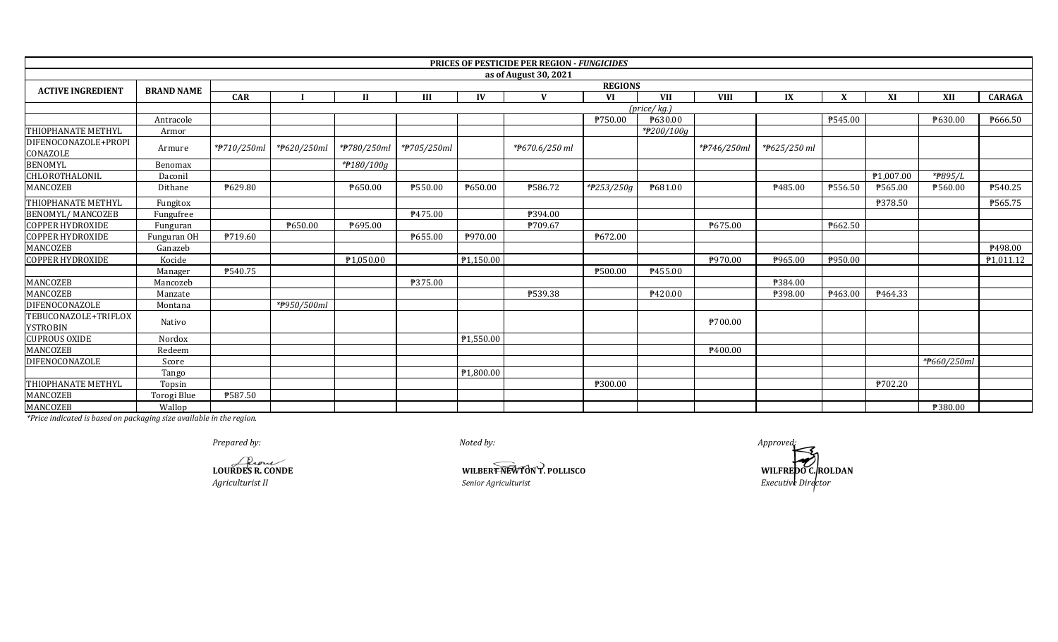| PRICES OF PESTICIDE PER REGION - *FUNGICIDES* | | | | | | | | | | | | | | | |
|---|---|---|---|---|---|---|---|---|---|---|---|---|---|---|---|
| as of August 30, 2021 | | | | | | | | | | | | | | | |
| ACTIVE INGREDIENT | BRAND NAME | REGIONS | | | | | | | | | | | | | |
| | | CAR | I | II | III | IV | V | VI | VII | VIII | IX | X | XI | XII | CARAGA |
| | | (price/ kg.) | | | | | | | | | | | | | |
| | Antracole | | | | | | | ₱750.00 | ₱630.00 | | | ₱545.00 | | ₱630.00 | ₱666.50 |
| THIOPHANATE METHYL | Armor | | | | | | | | *₱200/100g | | | | | | |
| DIFENOCONAZOLE+PROPICONAZOLE | Armure | *₱710/250ml | *₱620/250ml | *₱780/250ml | *₱705/250ml | | *₱670.6/250 ml | | | *₱746/250ml | *₱625/250 ml | | | | |
| BENOMYL | Benomax | | | *₱180/100g | | | | | | | | | | | |
| CHLOROTHALONIL | Daconil | | | | | | | | | | | | ₱1,007.00 | *₱895/L | |
| MANCOZEB | Dithane | ₱629.80 | | ₱650.00 | ₱550.00 | ₱650.00 | ₱586.72 | *₱253/250g | ₱681.00 | | ₱485.00 | ₱556.50 | ₱565.00 | ₱560.00 | ₱540.25 |
| THIOPHANATE METHYL | Fungitox | | | | | | | | | | | | ₱378.50 | | ₱565.75 |
| BENOMYL/ MANCOZEB | Fungufree | | | | ₱475.00 | | ₱394.00 | | | | | | | | |
| COPPER HYDROXIDE | Funguran | | ₱650.00 | ₱695.00 | | | ₱709.67 | | | ₱675.00 | | ₱662.50 | | | |
| COPPER HYDROXIDE | Funguran OH | ₱719.60 | | | ₱655.00 | ₱970.00 | | ₱672.00 | | | | | | | |
| MANCOZEB | Ganazeb | | | | | | | | | | | | | | ₱498.00 |
| COPPER HYDROXIDE | Kocide | | | ₱1,050.00 | | ₱1,150.00 | | | | ₱970.00 | ₱965.00 | ₱950.00 | | | ₱1,011.12 |
| | Manager | ₱540.75 | | | | | | ₱500.00 | ₱455.00 | | | | | | |
| MANCOZEB | Mancozeb | | | | ₱375.00 | | | | | | ₱384.00 | | | | |
| MANCOZEB | Manzate | | | | | | ₱539.38 | | ₱420.00 | | ₱398.00 | ₱463.00 | ₱464.33 | | |
| DIFENOCONAZOLE | Montana | | *₱950/500ml | | | | | | | | | | | | |
| TEBUCONAZOLE+TRIFLOXYSTROBIN | Nativo | | | | | | | | | ₱700.00 | | | | | |
| CUPROUS OXIDE | Nordox | | | | | ₱1,550.00 | | | | | | | | | |
| MANCOZEB | Redeem | | | | | | | | | ₱400.00 | | | | | |
| DIFENOCONAZOLE | Score | | | | | | | | | | | | | *₱660/250ml | |
| | Tango | | | | | ₱1,800.00 | | | | | | | | | |
| THIOPHANATE METHYL | Topsin | | | | | | | ₱300.00 | | | | | ₱702.20 | | |
| MANCOZEB | Torogi Blue | ₱587.50 | | | | | | | | | | | | | |
| MANCOZEB | Wallop | | | | | | | | | | | | | ₱380.00 | |

*\*Price indicated is based on packaging size available in the region.*

*Prepared by:*

**LOURDES R. CONDE**
*Agriculturist II*

*Noted by:*

**WILBERT NEWTON T. POLLISCO**
*Senior Agriculturist*

*Approved:*

**WILFREDO C. ROLDAN**
*Executive Director*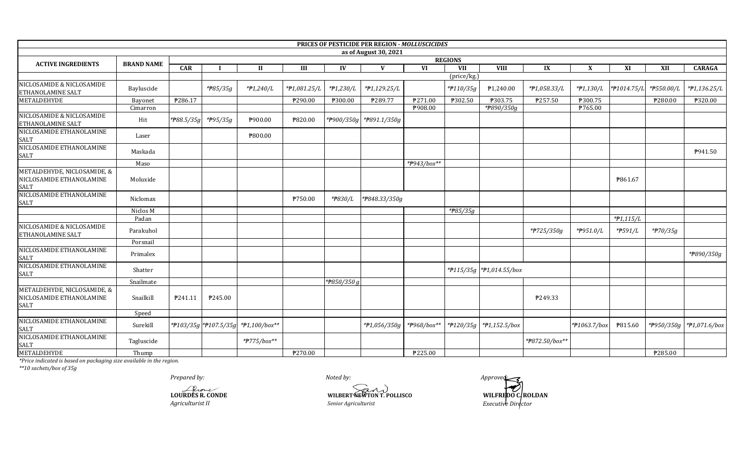**PRICES OF PESTICIDE PER REGION - *MOLLUSCICIDES***

**as of August 30, 2021**

| ACTIVE INGREDIENTS | BRAND NAME | REGIONS | | | | | | | | | | | | | |
|---|---|---|---|---|---|---|---|---|---|---|---|---|---|---|---|
| | | CAR | I | II | III | IV | V | VI | VII | VIII | IX | X | XI | XII | CARAGA |
| | | | | | | | | | (price/kg.) | | | | | | |
| NICLOSAMIDE & NICLOSAMIDE ETHANOLAMINE SALT | Bayluscide | | *₱85/35g | *₱1,240/L | *₱1,081.25/L | *₱1,230/L | *₱1,129.25/L | | *₱110/35g | ₱1,240.00 | *₱1,058.33/L | *₱1,130/L | *₱1014.75/L | *₱550.00/L | *₱1,136.25/L |
| METALDEHYDE | Bayonet | ₱286.17 | | | ₱290.00 | ₱300.00 | ₱289.77 | ₱271.00 | ₱302.50 | ₱303.75 | ₱257.50 | ₱300.75 | | ₱280.00 | ₱320.00 |
| | Cimarron | | | | | | | ₱908.00 | | *₱890/350g | | ₱765.00 | | | |
| NICLOSAMIDE & NICLOSAMIDE ETHANOLAMINE SALT | Hit | *₱88.5/35g | *₱95/35g | ₱900.00 | ₱820.00 | *₱900/350g | *₱891.1/350g | | | | | | | | |
| NICLOSAMIDE ETHANOLAMINE SALT | Laser | | | ₱800.00 | | | | | | | | | | | |
| NICLOSAMIDE ETHANOLAMINE SALT | Maskada | | | | | | | | | | | | | | ₱941.50 |
| | Maso | | | | | | | *₱943/box** | | | | | | | |
| METALDEHYDE, NICLOSAMIDE, & NICLOSAMIDE ETHANOLAMINE SALT | Moluxide | | | | | | | | | | | | ₱861.67 | | |
| NICLOSAMIDE ETHANOLAMINE SALT | Niclomax | | | | ₱750.00 | *₱830/L | *₱848.33/350g | | | | | | | | |
| | Niclos M | | | | | | | | *₱85/35g | | | | | | |
| | Padan | | | | | | | | | | | | *₱1,115/L | | |
| NICLOSAMIDE & NICLOSAMIDE ETHANOLAMINE SALT | Parakuhol | | | | | | | | | | *₱725/350g | *₱951.0/L | *₱591/L | *₱70/35g | |
| | Porsnail | | | | | | | | | | | | | | |
| NICLOSAMIDE ETHANOLAMINE SALT | Primalex | | | | | | | | | | | | | | *₱890/350g |
| NICLOSAMIDE ETHANOLAMINE SALT | Shatter | | | | | | | | *₱115/35g | *₱1,014.55/box | | | | | |
| | Snailmate | | | | | *₱850/350 g | | | | | | | | | |
| METALDEHYDE, NICLOSAMIDE, & NICLOSAMIDE ETHANOLAMINE SALT | Snailkill | ₱241.11 | ₱245.00 | | | | | | | | ₱249.33 | | | | |
| | Speed | | | | | | | | | | | | | | |
| NICLOSAMIDE ETHANOLAMINE SALT | Surekill | *₱103/35g | *₱107.5/35g | *₱1,100/box** | | | *₱1,056/350g | *₱968/box** | *₱120/35g | *₱1,152.5/box | | *₱1063.7/box | ₱815.60 | *₱950/350g | *₱1,071.6/box |
| NICLOSAMIDE ETHANOLAMINE SALT | Tagluscide | | | *₱775/box** | | | | | | | *₱872.50/box** | | | | |
| METALDEHYDE | Thump | | | | ₱270.00 | | | ₱225.00 | | | | | | ₱285.00 | |

*\*Price indicated is based on packaging size available in the region.*

*\*\*10 sachets/box of 35g*

*Prepared by:*

**LOURDES R. CONDE**
*Agriculturist II*

*Noted by:*

**WILBERT NEWTON T. POLLISCO**
*Senior Agriculturist*

*Approved:*

**WILFREDO C. ROLDAN**
*Executive Director*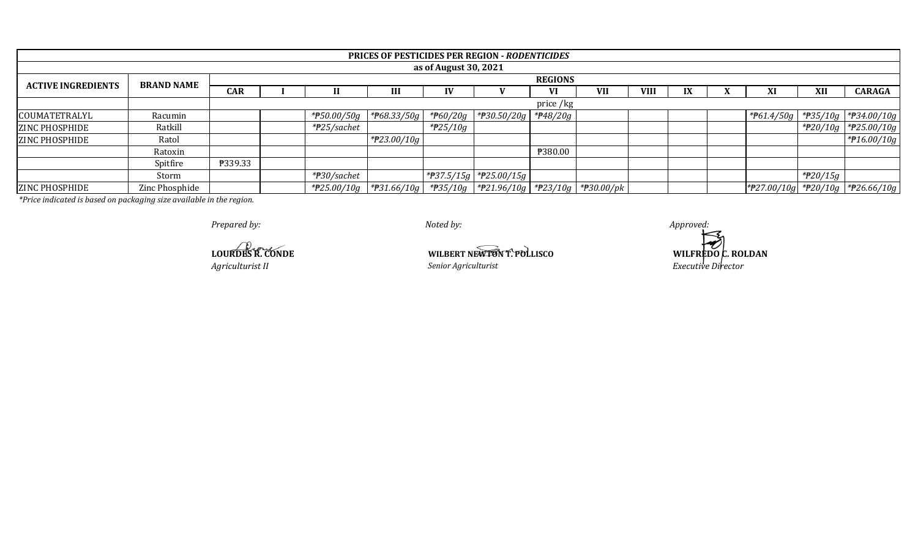| PRICES OF PESTICIDES PER REGION - *RODENTICIDES* | | | | | | | | | | | | | | | | |
|---|---|---|---|---|---|---|---|---|---|---|---|---|---|---|---|---|
| as of August 30, 2021 | | | | | | | | | | | | | | | | |
| **ACTIVE INGREDIENTS** | **BRAND NAME** | **REGIONS** | | | | | | | | | | | | | | |
| | | **CAR** | **I** | **II** | **III** | **IV** | **V** | **VI** | **VII** | **VIII** | **IX** | **X** | **XI** | **XII** | **CARAGA** | |
| | | price /kg | | | | | | | | | | | | | | |
| COUMATETRALYL | Racumin | | | *₱50.00/50g | *₱68.33/50g | *₱60/20g | *₱30.50/20g | *₱48/20g | | | | | *₱61.4/50g | *₱35/10g | *₱34.00/10g | |
| ZINC PHOSPHIDE | Ratkill | | | *₱25/sachet | | *₱25/10g | | | | | | | | *₱20/10g | *₱25.00/10g | |
| ZINC PHOSPHIDE | Ratol | | | | *₱23.00/10g | | | | | | | | | | *₱16.00/10g | |
| | Ratoxin | | | | | | | ₱380.00 | | | | | | | | |
| | Spitfire | ₱339.33 | | | | | | | | | | | | | | |
| | Storm | | | *₱30/sachet | | *₱37.5/15g | *₱25.00/15g | | | | | | | *₱20/15g | | |
| ZINC PHOSPHIDE | Zinc Phosphide | | | *₱25.00/10g | *₱31.66/10g | *₱35/10g | *₱21.96/10g | *₱23/10g | *₱30.00/pk | | | | *₱27.00/10g | *₱20/10g | *₱26.66/10g | |

*\*Price indicated is based on packaging size available in the region.*

*Prepared by:*

**LOURDES R. CONDE**
*Agriculturist II*

*Noted by:*

**WILBERT NEWTON T. POLLISCO**
*Senior Agriculturist*

*Approved:*

**WILFREDO C. ROLDAN**
*Executive Director*